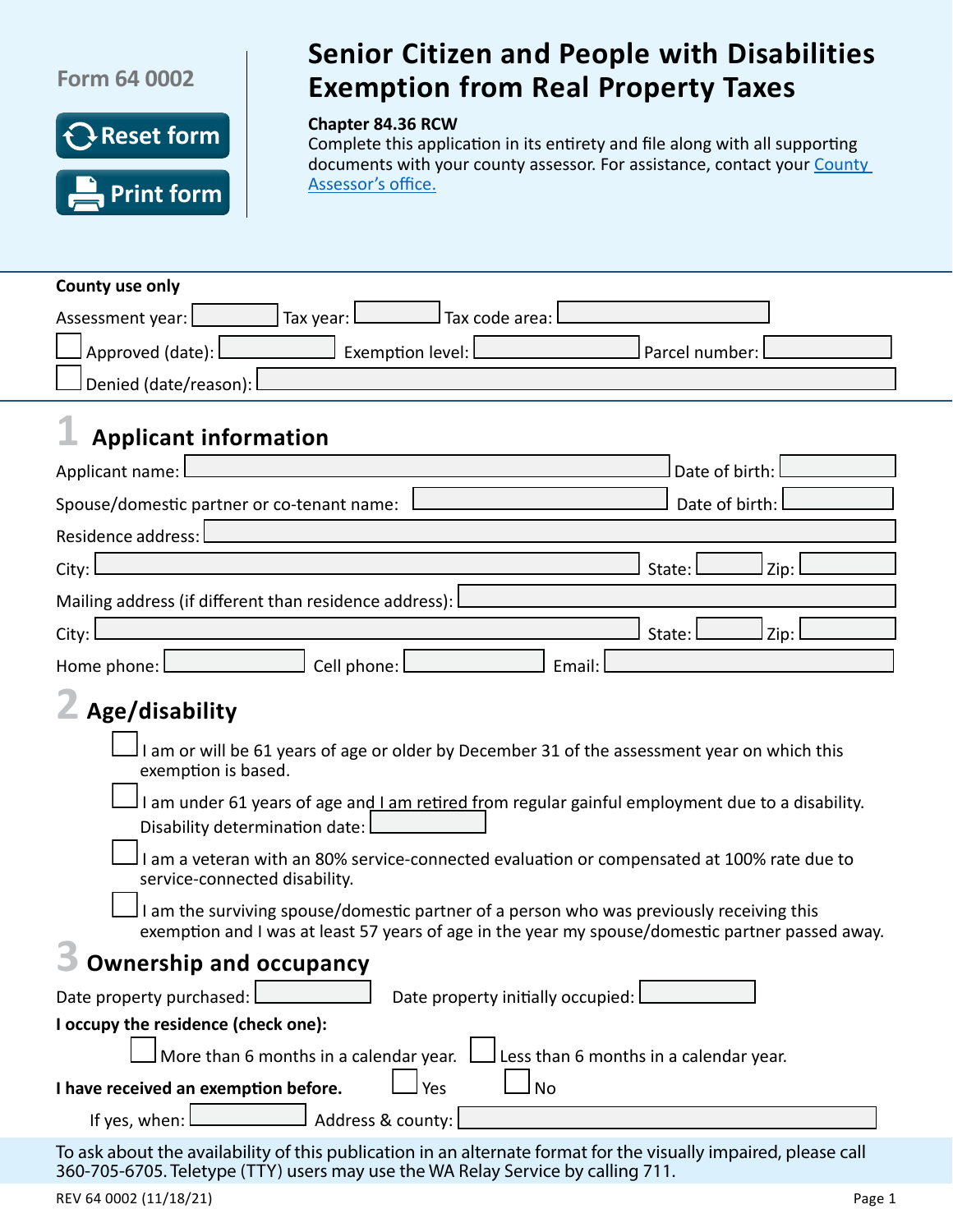Form 64 0002

# Senior Citizen and People with Disabilities Exemption from Real Property Taxes

**Chapter 84.36 RCW**

Complete this application in its entirety and file along with all supporting documents with your county assessor. For assistance, contact your County Assessor's office.

**County use only**

Assessment year: ______ Tax year: ______ Tax code area: ______

☐ Approved (date): ______ Exemption level: ______ Parcel number: ______

☐ Denied (date/reason): ______

## 1 Applicant information

Applicant name: ______ Date of birth: ______

Spouse/domestic partner or co-tenant name: ______ Date of birth: ______

Residence address: ______

City: ______ State: ______ Zip: ______

Mailing address (if different than residence address): ______

City: ______ State: ______ Zip: ______

Home phone: ______ Cell phone: ______ Email: ______

## 2 Age/disability

☐ I am or will be 61 years of age or older by December 31 of the assessment year on which this exemption is based.

☐ I am under 61 years of age and I am retired from regular gainful employment due to a disability.
Disability determination date: ______

☐ I am a veteran with an 80% service-connected evaluation or compensated at 100% rate due to service-connected disability.

☐ I am the surviving spouse/domestic partner of a person who was previously receiving this exemption and I was at least 57 years of age in the year my spouse/domestic partner passed away.

## 3 Ownership and occupancy

Date property purchased: ______ Date property initially occupied: ______

**I occupy the residence (check one):**

☐ More than 6 months in a calendar year. ☐ Less than 6 months in a calendar year.

**I have received an exemption before.** ☐ Yes ☐ No

If yes, when: ______ Address & county: ______

To ask about the availability of this publication in an alternate format for the visually impaired, please call 360-705-6705. Teletype (TTY) users may use the WA Relay Service by calling 711.

REV 64 0002 (11/18/21)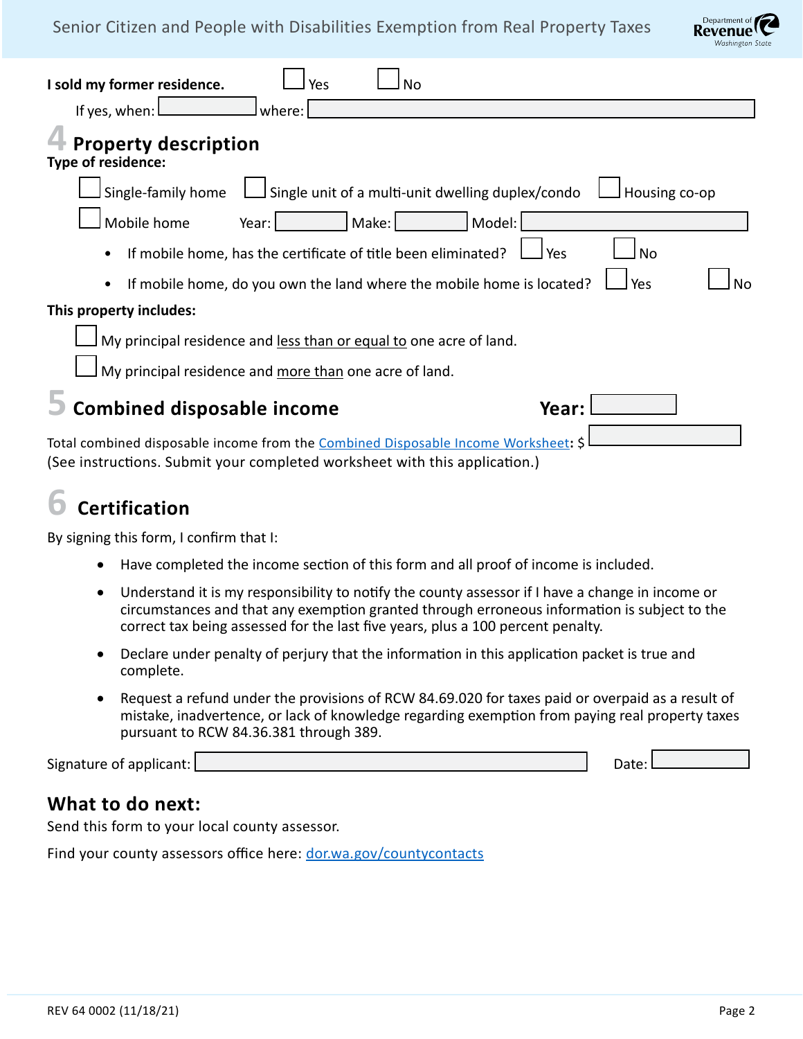**I sold my former residence.** ☐ Yes ☐ No

If yes, when: ________ where: ________

## 4 Property description

**Type of residence:**

☐ Single-family home ☐ Single unit of a multi-unit dwelling duplex/condo ☐ Housing co-op

☐ Mobile home Year: ________ Make: ________ Model: ________

- If mobile home, has the certificate of title been eliminated? ☐ Yes ☐ No
- If mobile home, do you own the land where the mobile home is located? ☐ Yes ☐ No

**This property includes:**

☐ My principal residence and less than or equal to one acre of land.

☐ My principal residence and more than one acre of land.

## 5 Combined disposable income

**Year:** ________

Total combined disposable income from the [Combined Disposable Income Worksheet](): $ ________

(See instructions. Submit your completed worksheet with this application.)

## 6 Certification

By signing this form, I confirm that I:

- Have completed the income section of this form and all proof of income is included.
- Understand it is my responsibility to notify the county assessor if I have a change in income or circumstances and that any exemption granted through erroneous information is subject to the correct tax being assessed for the last five years, plus a 100 percent penalty.
- Declare under penalty of perjury that the information in this application packet is true and complete.
- Request a refund under the provisions of RCW 84.69.020 for taxes paid or overpaid as a result of mistake, inadvertence, or lack of knowledge regarding exemption from paying real property taxes pursuant to RCW 84.36.381 through 389.

Signature of applicant: ________ Date: ________

## What to do next:

Send this form to your local county assessor.

Find your county assessors office here: dor.wa.gov/countycontacts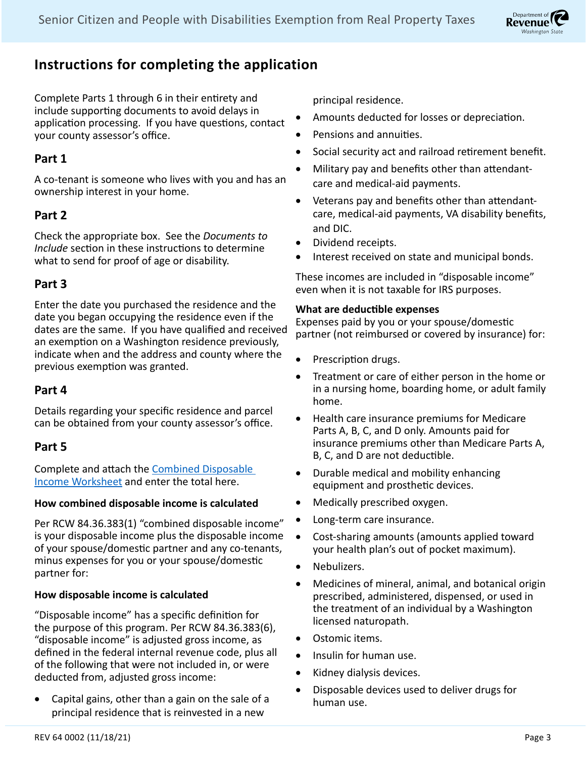## Instructions for completing the application

Complete Parts 1 through 6 in their entirety and include supporting documents to avoid delays in application processing. If you have questions, contact your county assessor's office.

### Part 1

A co-tenant is someone who lives with you and has an ownership interest in your home.

### Part 2

Check the appropriate box. See the *Documents to Include* section in these instructions to determine what to send for proof of age or disability.

### Part 3

Enter the date you purchased the residence and the date you began occupying the residence even if the dates are the same. If you have qualified and received an exemption on a Washington residence previously, indicate when and the address and county where the previous exemption was granted.

### Part 4

Details regarding your specific residence and parcel can be obtained from your county assessor's office.

### Part 5

Complete and attach the [Combined Disposable Income Worksheet]() and enter the total here.

**How combined disposable income is calculated**

Per RCW 84.36.383(1) "combined disposable income" is your disposable income plus the disposable income of your spouse/domestic partner and any co-tenants, minus expenses for you or your spouse/domestic partner for:

**How disposable income is calculated**

"Disposable income" has a specific definition for the purpose of this program. Per RCW 84.36.383(6), "disposable income" is adjusted gross income, as defined in the federal internal revenue code, plus all of the following that were not included in, or were deducted from, adjusted gross income:

- Capital gains, other than a gain on the sale of a principal residence that is reinvested in a new principal residence.
- Amounts deducted for losses or depreciation.
- Pensions and annuities.
- Social security act and railroad retirement benefit.
- Military pay and benefits other than attendant-care and medical-aid payments.
- Veterans pay and benefits other than attendant-care, medical-aid payments, VA disability benefits, and DIC.
- Dividend receipts.
- Interest received on state and municipal bonds.

These incomes are included in "disposable income" even when it is not taxable for IRS purposes.

**What are deductible expenses**

Expenses paid by you or your spouse/domestic partner (not reimbursed or covered by insurance) for:

- Prescription drugs.
- Treatment or care of either person in the home or in a nursing home, boarding home, or adult family home.
- Health care insurance premiums for Medicare Parts A, B, C, and D only. Amounts paid for insurance premiums other than Medicare Parts A, B, C, and D are not deductible.
- Durable medical and mobility enhancing equipment and prosthetic devices.
- Medically prescribed oxygen.
- Long-term care insurance.
- Cost-sharing amounts (amounts applied toward your health plan's out of pocket maximum).
- Nebulizers.
- Medicines of mineral, animal, and botanical origin prescribed, administered, dispensed, or used in the treatment of an individual by a Washington licensed naturopath.
- Ostomic items.
- Insulin for human use.
- Kidney dialysis devices.
- Disposable devices used to deliver drugs for human use.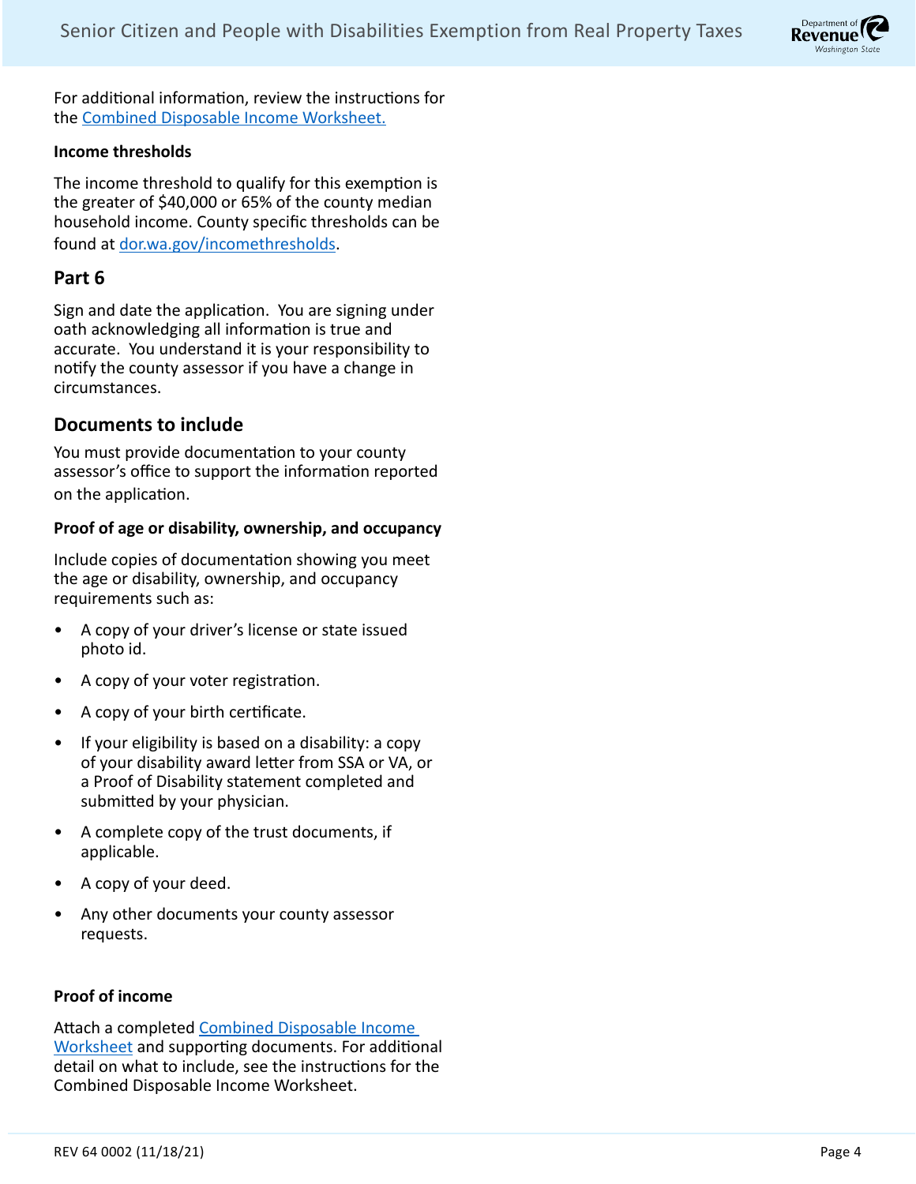For additional information, review the instructions for the Combined Disposable Income Worksheet.

### Income thresholds

The income threshold to qualify for this exemption is the greater of $40,000 or 65% of the county median household income. County specific thresholds can be found at dor.wa.gov/incomethresholds.

## Part 6

Sign and date the application. You are signing under oath acknowledging all information is true and accurate. You understand it is your responsibility to notify the county assessor if you have a change in circumstances.

## Documents to include

You must provide documentation to your county assessor's office to support the information reported on the application.

### Proof of age or disability, ownership, and occupancy

Include copies of documentation showing you meet the age or disability, ownership, and occupancy requirements such as:

- A copy of your driver's license or state issued photo id.
- A copy of your voter registration.
- A copy of your birth certificate.
- If your eligibility is based on a disability: a copy of your disability award letter from SSA or VA, or a Proof of Disability statement completed and submitted by your physician.
- A complete copy of the trust documents, if applicable.
- A copy of your deed.
- Any other documents your county assessor requests.

### Proof of income

Attach a completed Combined Disposable Income Worksheet and supporting documents. For additional detail on what to include, see the instructions for the Combined Disposable Income Worksheet.